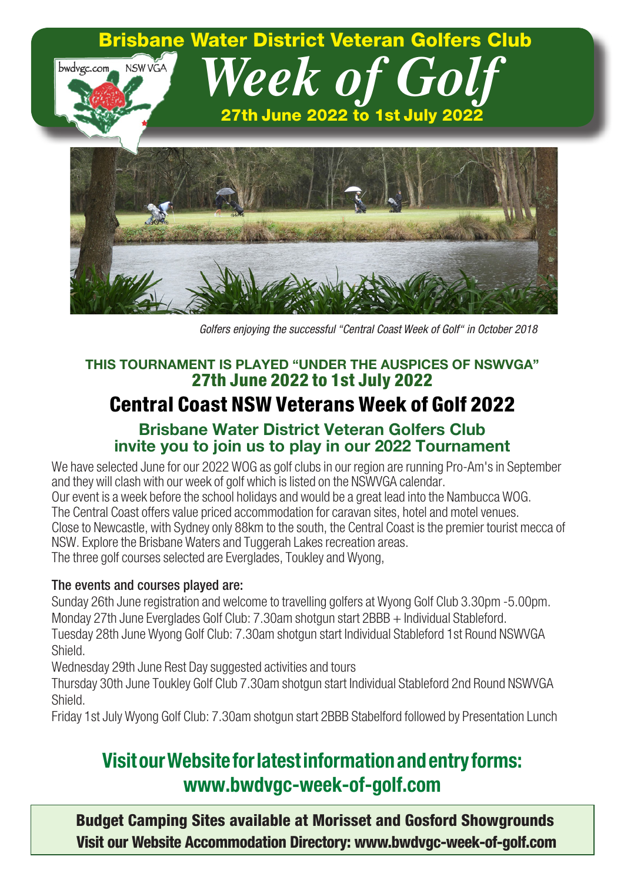# Brisbane Water District Veteran Golfers Club

bwdvgc.com NSW VGA

# *Week of Golf*

**27th June 2022 to 1st July 2022**

*Golfers enjoying the successful "Central Coast Week of Golf" in October 2018*

**THIS TOURNAMENT IS PLAYED "UNDER THE AUSPICES OF NSWVGA"**

**27th June 2022 to 1st July 2022**

## Central Coast NSW Veterans Week of Golf 2022

### Brisbane Water District Veteran Golfers Club invite you to join us to play in our 2022 Tournament

We have selected June for our 2022 WOG as golf clubs in our region are running Pro-Am's in September and they will clash with our week of golf which is listed on the NSWVGA calendar.
Our event is a week before the school holidays and would be a great lead into the Nambucca WOG.
The Central Coast offers value priced accommodation for caravan sites, hotel and motel venues.
Close to Newcastle, with Sydney only 88km to the south, the Central Coast is the premier tourist mecca of NSW. Explore the Brisbane Waters and Tuggerah Lakes recreation areas.
The three golf courses selected are Everglades, Toukley and Wyong,

**The events and courses played are:**

Sunday 26th June registration and welcome to travelling golfers at Wyong Golf Club 3.30pm -5.00pm.
Monday 27th June Everglades Golf Club: 7.30am shotgun start 2BBB + Individual Stableford.
Tuesday 28th June Wyong Golf Club: 7.30am shotgun start Individual Stableford 1st Round NSWVGA Shield.
Wednesday 29th June Rest Day suggested activities and tours
Thursday 30th June Toukley Golf Club 7.30am shotgun start Individual Stableford 2nd Round NSWVGA Shield.
Friday 1st July Wyong Golf Club: 7.30am shotgun start 2BBB Stabelford followed by Presentation Lunch

## Visit our Website for latest information and entry forms: www.bwdvgc-week-of-golf.com

**Budget Camping Sites available at Morisset and Gosford Showgrounds**
**Visit our Website Accommodation Directory: www.bwdvgc-week-of-golf.com**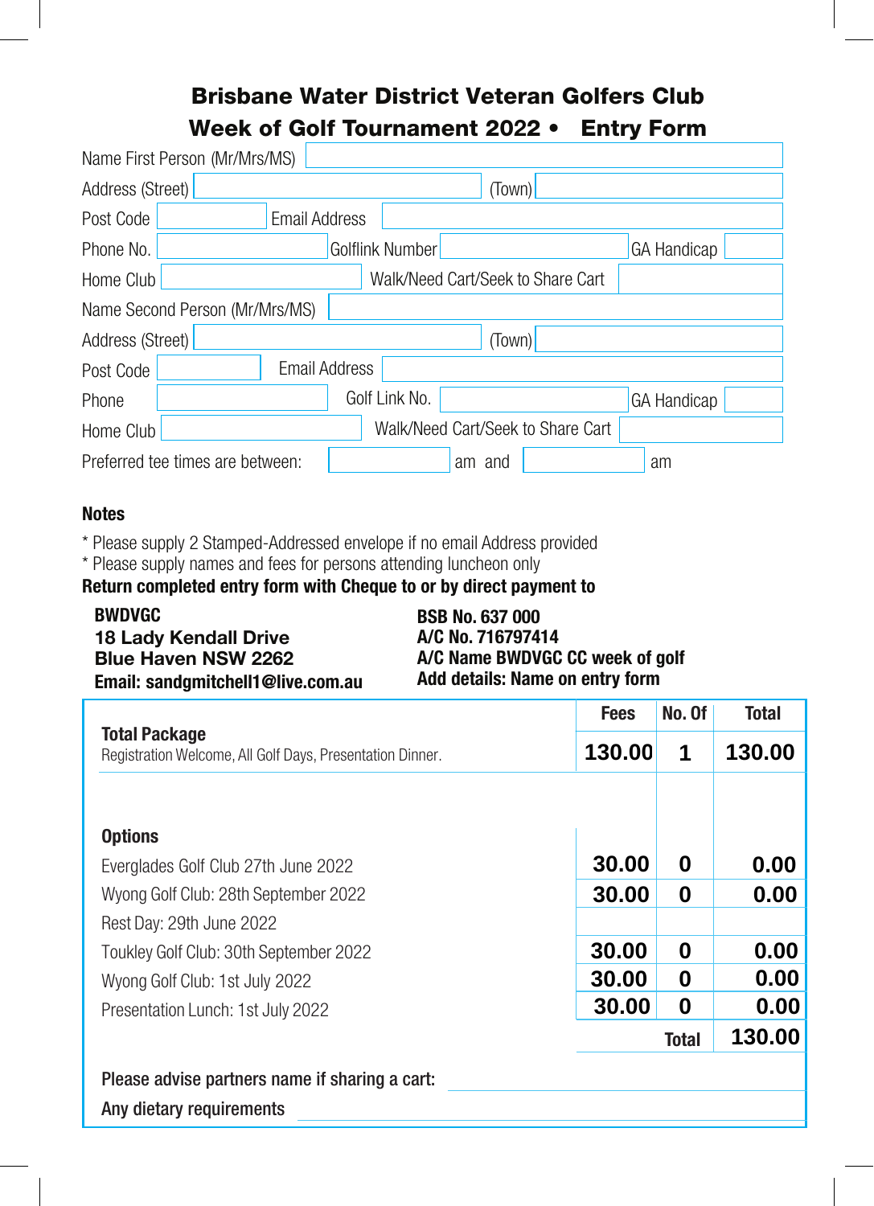# Brisbane Water District Veteran Golfers Club

## Week of Golf Tournament 2022 • Entry Form

| | | | | | |
|---|---|---|---|---|---|
| Name First Person (Mr/Mrs/MS) | | | | | |
| Address (Street) | | (Town) | | | |
| Post Code | | Email Address | | | |
| Phone No. | | Golflink Number | | GA Handicap | |
| Home Club | | Walk/Need Cart/Seek to Share Cart | | | |
| Name Second Person (Mr/Mrs/MS) | | | | | |
| Address (Street) | | (Town) | | | |
| Post Code | | Email Address | | | |
| Phone | | Golf Link No. | | GA Handicap | |
| Home Club | | Walk/Need Cart/Seek to Share Cart | | | |

Preferred tee times are between: ________ am and ________ am

**Notes**

* Please supply 2 Stamped-Addressed envelope if no email Address provided
* Please supply names and fees for persons attending luncheon only

**Return completed entry form with Cheque to or by direct payment to**

**BWDVGC**
**18 Lady Kendall Drive**
**Blue Haven NSW 2262**
**Email: sandgmitchell1@live.com.au**

**BSB No. 637 000**
**A/C No. 716797414**
**A/C Name BWDVGC CC week of golf**
**Add details: Name on entry form**

| | Fees | No. Of | Total |
|---|---|---|---|
| **Total Package**<br>Registration Welcome, All Golf Days, Presentation Dinner. | 130.00 | 1 | 130.00 |
| **Options** | | | |
| Everglades Golf Club 27th June 2022 | 30.00 | 0 | 0.00 |
| Wyong Golf Club: 28th September 2022 | 30.00 | 0 | 0.00 |
| Rest Day: 29th June 2022 | | | |
| Toukley Golf Club: 30th September 2022 | 30.00 | 0 | 0.00 |
| Wyong Golf Club: 1st July 2022 | 30.00 | 0 | 0.00 |
| Presentation Lunch: 1st July 2022 | 30.00 | 0 | 0.00 |
| | | **Total** | **130.00** |

**Please advise partners name if sharing a cart:** ____________________

**Any dietary requirements** ____________________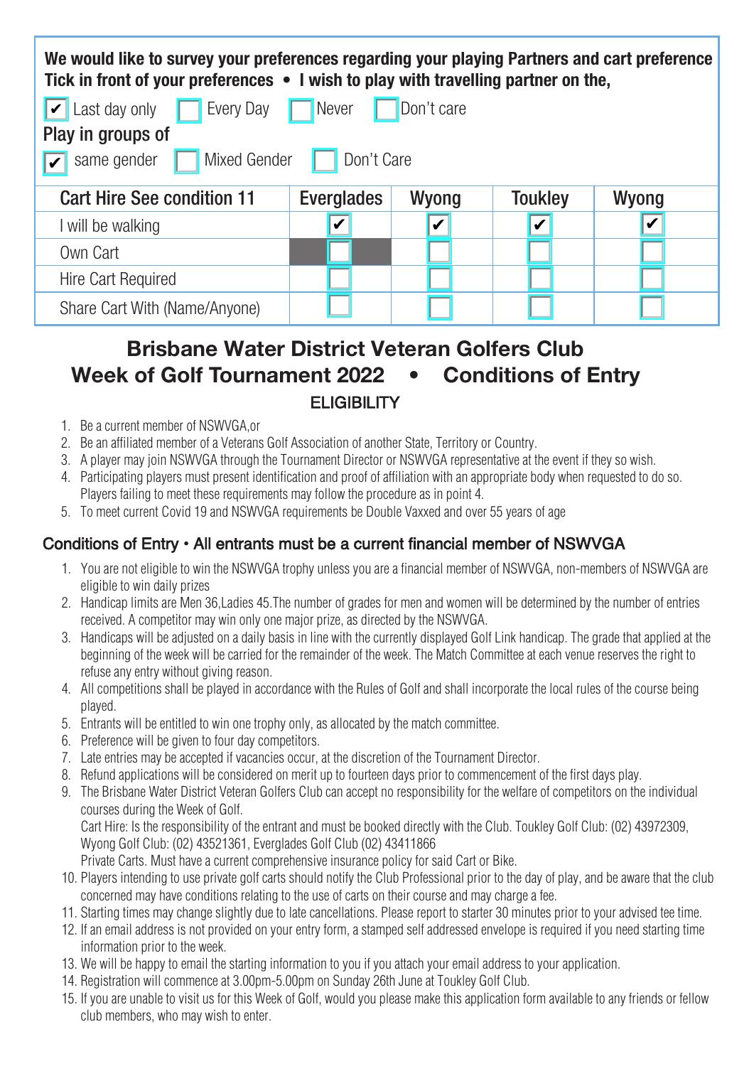**We would like to survey your preferences regarding your playing Partners and cart preference**
**Tick in front of your preferences • I wish to play with travelling partner on the,**

☑ Last day only ☐ Every Day ☐ Never ☐ Don't care

Play in groups of

☑ same gender ☐ Mixed Gender ☐ Don't Care

| Cart Hire See condition 11 | Everglades | Wyong | Toukley | Wyong |
|---|---|---|---|---|
| I will be walking | ☑ | ☑ | ☑ | ☑ |
| Own Cart | ☐ | ☐ | ☐ | ☐ |
| Hire Cart Required | ☐ | ☐ | ☐ | ☐ |
| Share Cart With (Name/Anyone) | ☐ | ☐ | ☐ | ☐ |

# Brisbane Water District Veteran Golfers Club
# Week of Golf Tournament 2022 • Conditions of Entry

## ELIGIBILITY

1. Be a current member of NSWVGA,or
2. Be an affiliated member of a Veterans Golf Association of another State, Territory or Country.
3. A player may join NSWVGA through the Tournament Director or NSWVGA representative at the event if they so wish.
4. Participating players must present identification and proof of affiliation with an appropriate body when requested to do so. Players failing to meet these requirements may follow the procedure as in point 4.
5. To meet current Covid 19 and NSWVGA requirements be Double Vaxxed and over 55 years of age

## Conditions of Entry • All entrants must be a current financial member of NSWVGA

1. You are not eligible to win the NSWVGA trophy unless you are a financial member of NSWVGA, non-members of NSWVGA are eligible to win daily prizes
2. Handicap limits are Men 36,Ladies 45.The number of grades for men and women will be determined by the number of entries received. A competitor may win only one major prize, as directed by the NSWVGA.
3. Handicaps will be adjusted on a daily basis in line with the currently displayed Golf Link handicap. The grade that applied at the beginning of the week will be carried for the remainder of the week. The Match Committee at each venue reserves the right to refuse any entry without giving reason.
4. All competitions shall be played in accordance with the Rules of Golf and shall incorporate the local rules of the course being played.
5. Entrants will be entitled to win one trophy only, as allocated by the match committee.
6. Preference will be given to four day competitors.
7. Late entries may be accepted if vacancies occur, at the discretion of the Tournament Director.
8. Refund applications will be considered on merit up to fourteen days prior to commencement of the first days play.
9. The Brisbane Water District Veteran Golfers Club can accept no responsibility for the welfare of competitors on the individual courses during the Week of Golf.
   Cart Hire: Is the responsibility of the entrant and must be booked directly with the Club. Toukley Golf Club: (02) 43972309, Wyong Golf Club: (02) 43521361, Everglades Golf Club (02) 43411866
   Private Carts. Must have a current comprehensive insurance policy for said Cart or Bike.
10. Players intending to use private golf carts should notify the Club Professional prior to the day of play, and be aware that the club concerned may have conditions relating to the use of carts on their course and may charge a fee.
11. Starting times may change slightly due to late cancellations. Please report to starter 30 minutes prior to your advised tee time.
12. If an email address is not provided on your entry form, a stamped self addressed envelope is required if you need starting time information prior to the week.
13. We will be happy to email the starting information to you if you attach your email address to your application.
14. Registration will commence at 3.00pm-5.00pm on Sunday 26th June at Toukley Golf Club.
15. If you are unable to visit us for this Week of Golf, would you please make this application form available to any friends or fellow club members, who may wish to enter.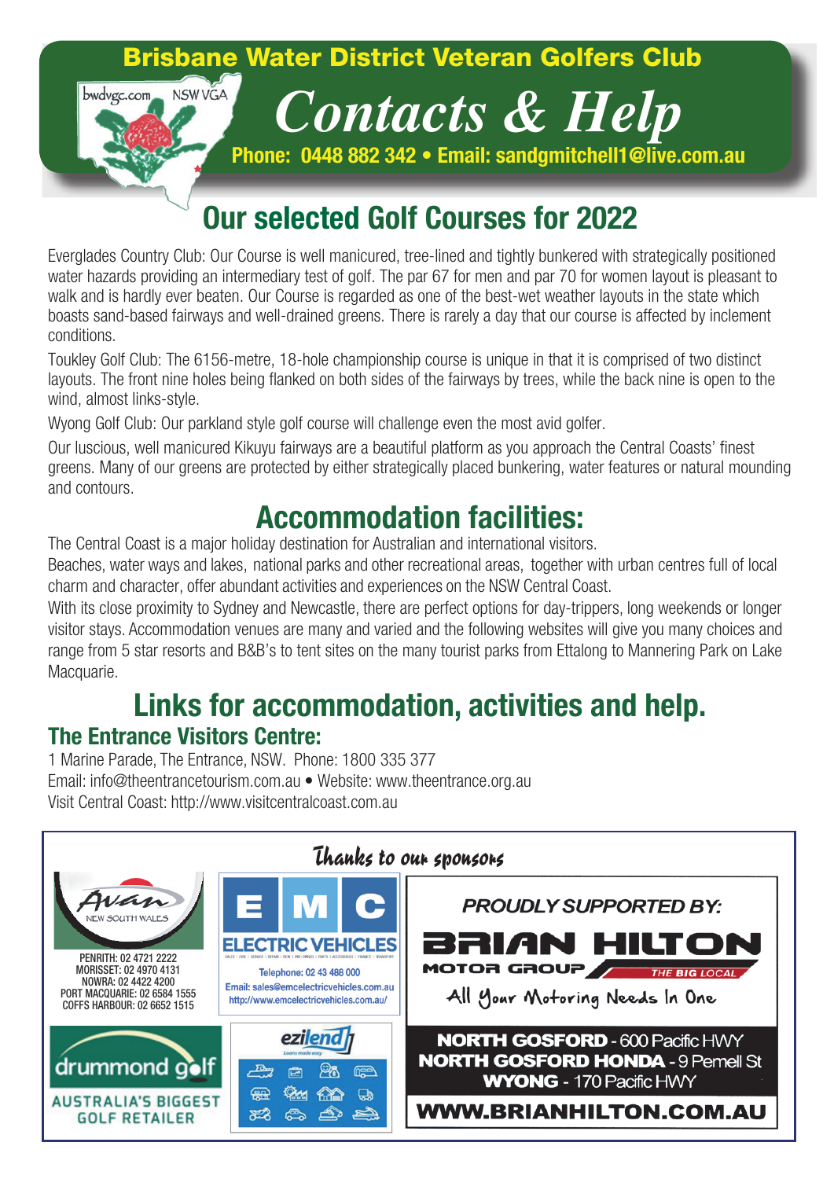# Brisbane Water District Veteran Golfers Club

bwdvgc.com NSW VGA

# Contacts & Help

**Phone: 0448 882 342 • Email: sandgmitchell1@live.com.au**

## Our selected Golf Courses for 2022

Everglades Country Club: Our Course is well manicured, tree-lined and tightly bunkered with strategically positioned water hazards providing an intermediary test of golf. The par 67 for men and par 70 for women layout is pleasant to walk and is hardly ever beaten. Our Course is regarded as one of the best-wet weather layouts in the state which boasts sand-based fairways and well-drained greens. There is rarely a day that our course is affected by inclement conditions.

Toukley Golf Club: The 6156-metre, 18-hole championship course is unique in that it is comprised of two distinct layouts. The front nine holes being flanked on both sides of the fairways by trees, while the back nine is open to the wind, almost links-style.

Wyong Golf Club: Our parkland style golf course will challenge even the most avid golfer.

Our luscious, well manicured Kikuyu fairways are a beautiful platform as you approach the Central Coasts' finest greens. Many of our greens are protected by either strategically placed bunkering, water features or natural mounding and contours.

## Accommodation facilities:

The Central Coast is a major holiday destination for Australian and international visitors.

Beaches, water ways and lakes, national parks and other recreational areas, together with urban centres full of local charm and character, offer abundant activities and experiences on the NSW Central Coast.

With its close proximity to Sydney and Newcastle, there are perfect options for day-trippers, long weekends or longer visitor stays. Accommodation venues are many and varied and the following websites will give you many choices and range from 5 star resorts and B&B's to tent sites on the many tourist parks from Ettalong to Mannering Park on Lake Macquarie.

## Links for accommodation, activities and help.

### The Entrance Visitors Centre:

1 Marine Parade, The Entrance, NSW. Phone: 1800 335 377
Email: info@theentrancetourism.com.au • Website: www.theentrance.org.au
Visit Central Coast: http://www.visitcentralcoast.com.au

*Thanks to our sponsors*

Avan NEW SOUTH WALES
PENRITH: 02 4721 2222
MORISSET: 02 4970 4131
NOWRA: 02 4422 4200
PORT MACQUARIE: 02 6584 1555
COFFS HARBOUR: 02 6652 1515

EMC ELECTRIC VEHICLES
Telephone: 02 43 488 000
Email: sales@emcelectricvehicles.com.au
http://www.emcelectricvehicles.com.au/

PROUDLY SUPPORTED BY:
BRIAN HILTON MOTOR GROUP THE BIG LOCAL
All Your Motoring Needs In One
**NORTH GOSFORD** - 600 Pacific HWY
**NORTH GOSFORD HONDA** - 9 Pemell St
**WYONG** - 170 Pacific HWY
**WWW.BRIANHILTON.COM.AU**

drummond golf
AUSTRALIA'S BIGGEST GOLF RETAILER

ezilend
Loans made easy